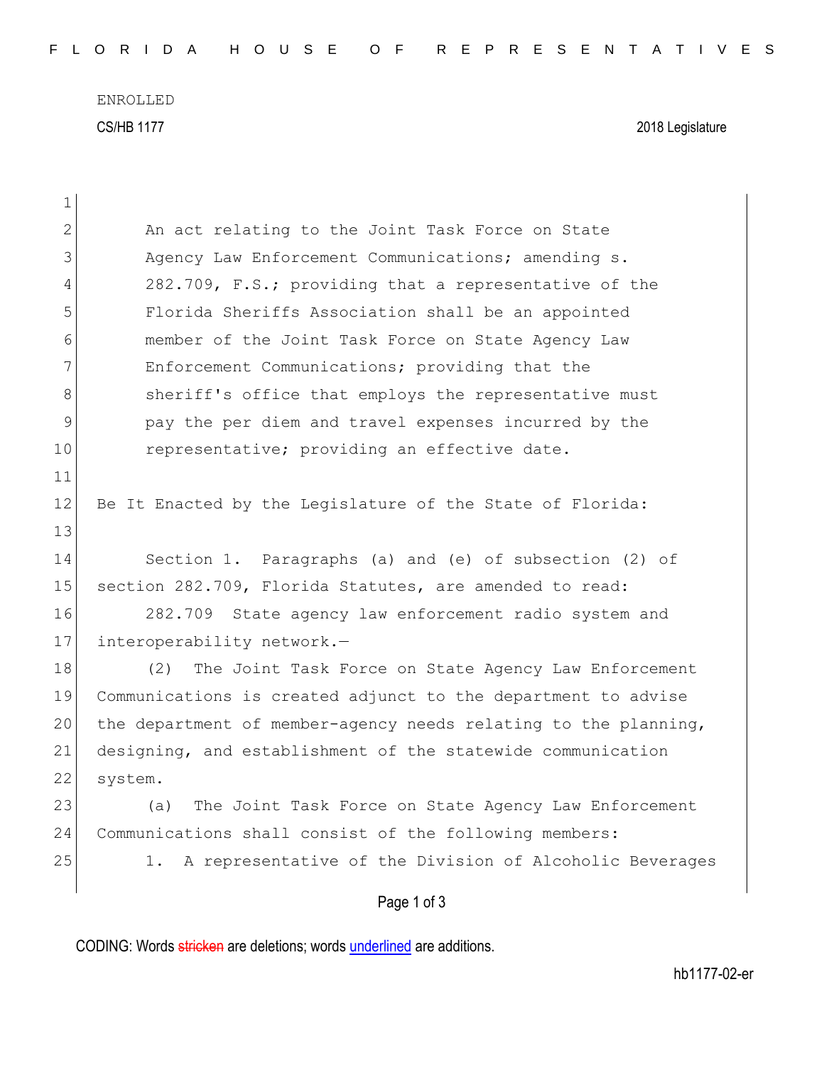ENROLLED

CS/HB 1177 2018 Legislature

An act relating to the Joint Task Force on State Agency Law Enforcement Communications; amending s. 282.709, F.S.; providing that a representative of the Florida Sheriffs Association shall be an appointed member of the Joint Task Force on State Agency Law Enforcement Communications; providing that the sheriff's office that employs the representative must pay the per diem and travel expenses incurred by the representative; providing an effective date.

Be It Enacted by the Legislature of the State of Florida:

Section 1. Paragraphs (a) and (e) of subsection (2) of section 282.709, Florida Statutes, are amended to read:

282.709 State agency law enforcement radio system and interoperability network.—

(2) The Joint Task Force on State Agency Law Enforcement Communications is created adjunct to the department to advise the department of member-agency needs relating to the planning, designing, and establishment of the statewide communication system.

(a) The Joint Task Force on State Agency Law Enforcement Communications shall consist of the following members:

1. A representative of the Division of Alcoholic Beverages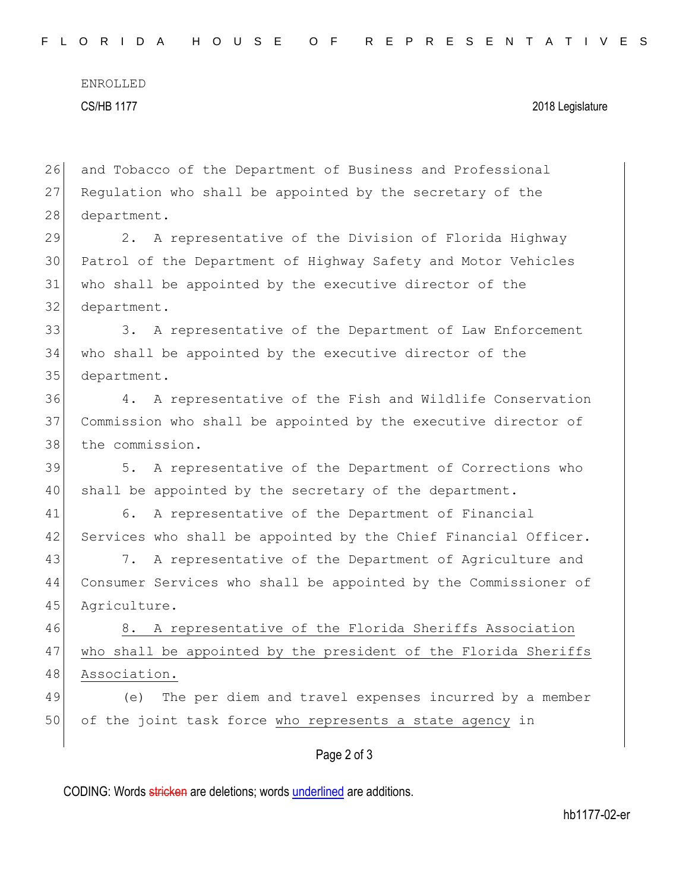and Tobacco of the Department of Business and Professional Regulation who shall be appointed by the secretary of the department.

2. A representative of the Division of Florida Highway Patrol of the Department of Highway Safety and Motor Vehicles who shall be appointed by the executive director of the department.

3. A representative of the Department of Law Enforcement who shall be appointed by the executive director of the department.

4. A representative of the Fish and Wildlife Conservation Commission who shall be appointed by the executive director of the commission.

5. A representative of the Department of Corrections who shall be appointed by the secretary of the department.

6. A representative of the Department of Financial Services who shall be appointed by the Chief Financial Officer.

7. A representative of the Department of Agriculture and Consumer Services who shall be appointed by the Commissioner of Agriculture.

8. A representative of the Florida Sheriffs Association who shall be appointed by the president of the Florida Sheriffs Association.

(e) The per diem and travel expenses incurred by a member of the joint task force who represents a state agency in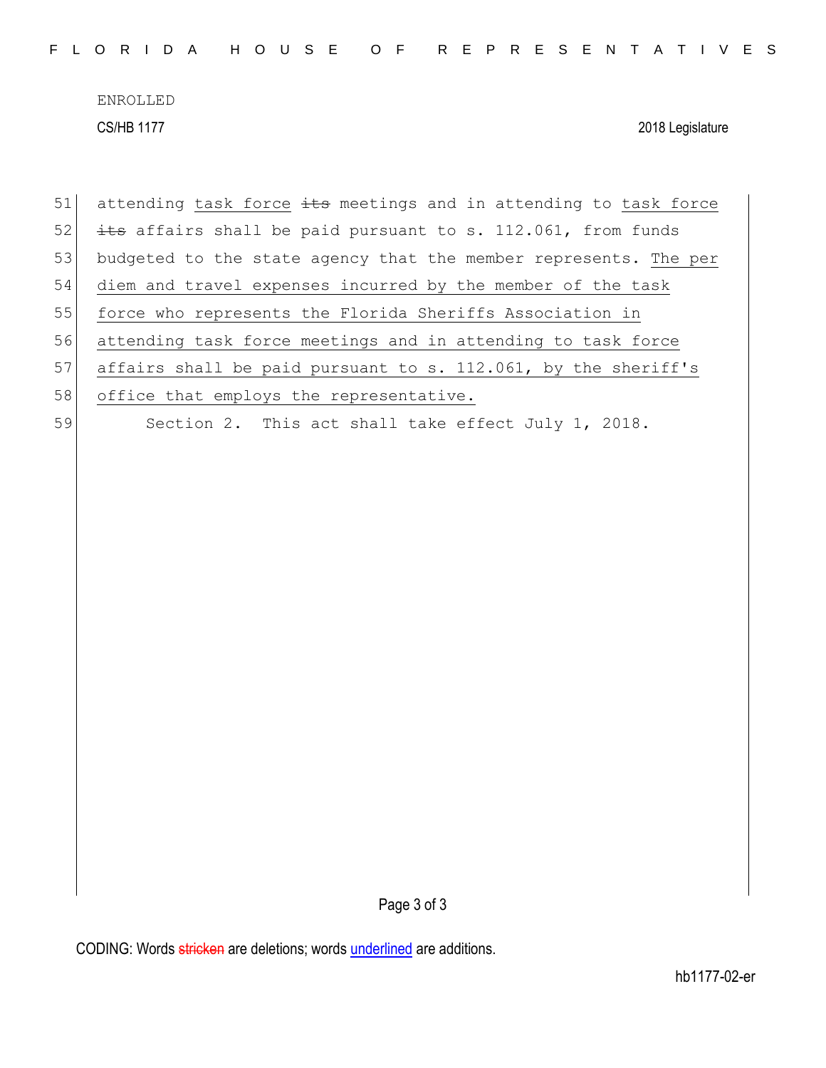ENROLLED

CS/HB 1177 2018 Legislature

51 attending task force ~~its~~ meetings and in attending to task force
52 ~~its~~ affairs shall be paid pursuant to s. 112.061, from funds
53 budgeted to the state agency that the member represents. The per
54 diem and travel expenses incurred by the member of the task
55 force who represents the Florida Sheriffs Association in
56 attending task force meetings and in attending to task force
57 affairs shall be paid pursuant to s. 112.061, by the sheriff's
58 office that employs the representative.
59 Section 2. This act shall take effect July 1, 2018.

CODING: Words ~~stricken~~ are deletions; words underlined are additions.

hb1177-02-er